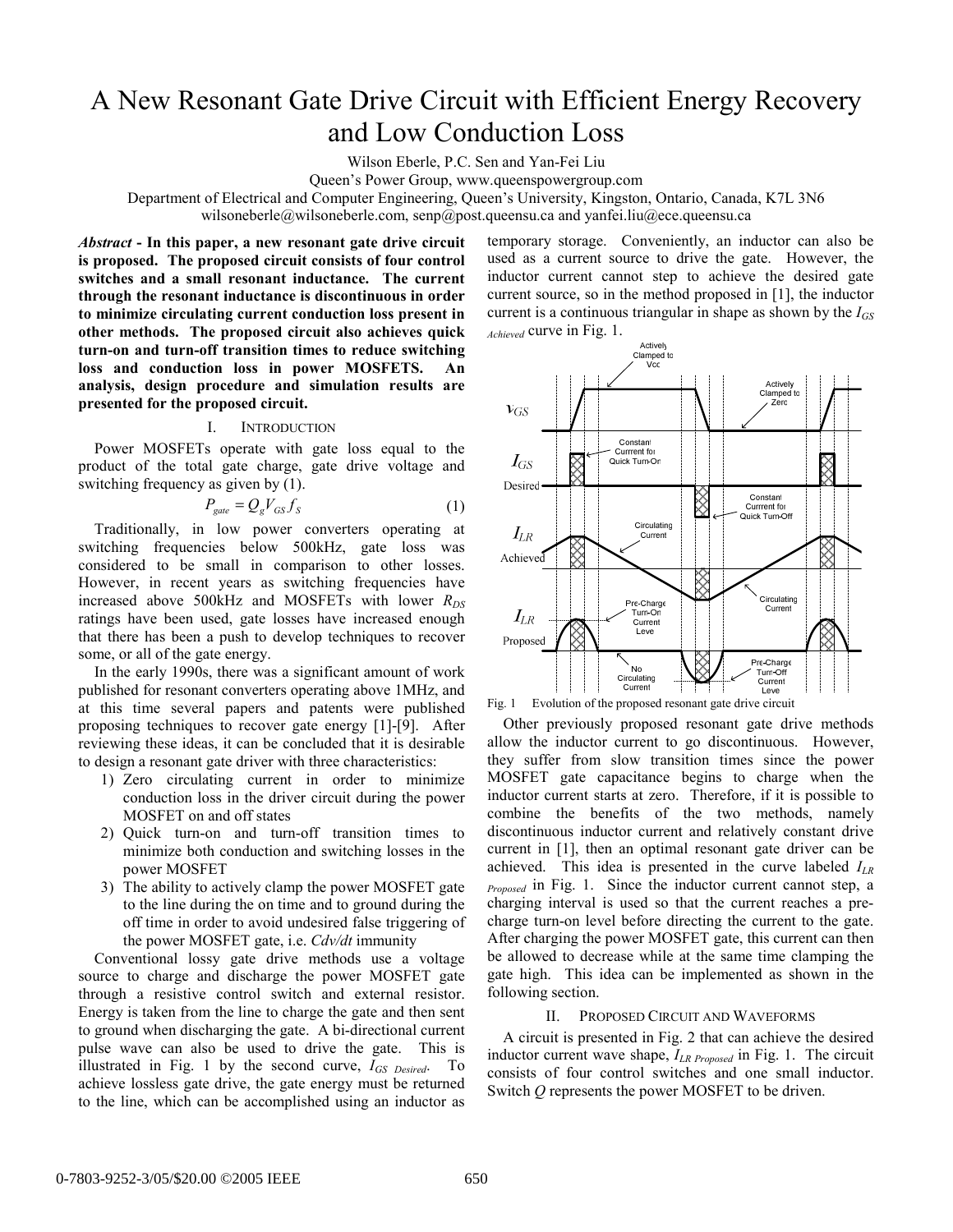# A New Resonant Gate Drive Circuit with Efficient Energy Recovery and Low Conduction Loss

Wilson Eberle, P.C. Sen and Yan-Fei Liu

Queen's Power Group, www.queenspowergroup.com

Department of Electrical and Computer Engineering, Queen's University, Kingston, Ontario, Canada, K7L 3N6

wilsoneberle@wilsoneberle.com, senp@post.queensu.ca and yanfei.liu@ece.queensu.ca

***Abstract* - In this paper, a new resonant gate drive circuit is proposed. The proposed circuit consists of four control switches and a small resonant inductance. The current through the resonant inductance is discontinuous in order to minimize circulating current conduction loss present in other methods. The proposed circuit also achieves quick turn-on and turn-off transition times to reduce switching loss and conduction loss in power MOSFETS. An analysis, design procedure and simulation results are presented for the proposed circuit.**

## I. Introduction

Power MOSFETs operate with gate loss equal to the product of the total gate charge, gate drive voltage and switching frequency as given by (1).

$$P_{gate} = Q_g V_{GS} f_S \tag{1}$$

Traditionally, in low power converters operating at switching frequencies below 500kHz, gate loss was considered to be small in comparison to other losses. However, in recent years as switching frequencies have increased above 500kHz and MOSFETs with lower $R_{DS}$ ratings have been used, gate losses have increased enough that there has been a push to develop techniques to recover some, or all of the gate energy.

In the early 1990s, there was a significant amount of work published for resonant converters operating above 1MHz, and at this time several papers and patents were published proposing techniques to recover gate energy [1]-[9]. After reviewing these ideas, it can be concluded that it is desirable to design a resonant gate driver with three characteristics:

1) Zero circulating current in order to minimize conduction loss in the driver circuit during the power MOSFET on and off states
2) Quick turn-on and turn-off transition times to minimize both conduction and switching losses in the power MOSFET
3) The ability to actively clamp the power MOSFET gate to the line during the on time and to ground during the off time in order to avoid undesired false triggering of the power MOSFET gate, i.e. *Cdv/dt* immunity

Conventional lossy gate drive methods use a voltage source to charge and discharge the power MOSFET gate through a resistive control switch and external resistor. Energy is taken from the line to charge the gate and then sent to ground when discharging the gate. A bi-directional current pulse wave can also be used to drive the gate. This is illustrated in Fig. 1 by the second curve, $I_{GS\ Desired}$. To achieve lossless gate drive, the gate energy must be returned to the line, which can be accomplished using an inductor as temporary storage. Conveniently, an inductor can also be used as a current source to drive the gate. However, the inductor current cannot step to achieve the desired gate current source, so in the method proposed in [1], the inductor current is a continuous triangular in shape as shown by the $I_{GS\ Achieved}$ curve in Fig. 1.

Fig. 1 Evolution of the proposed resonant gate drive circuit

Other previously proposed resonant gate drive methods allow the inductor current to go discontinuous. However, they suffer from slow transition times since the power MOSFET gate capacitance begins to charge when the inductor current starts at zero. Therefore, if it is possible to combine the benefits of the two methods, namely discontinuous inductor current and relatively constant drive current in [1], then an optimal resonant gate driver can be achieved. This idea is presented in the curve labeled $I_{LR\ Proposed}$ in Fig. 1. Since the inductor current cannot step, a charging interval is used so that the current reaches a pre-charge turn-on level before directing the current to the gate. After charging the power MOSFET gate, this current can then be allowed to decrease while at the same time clamping the gate high. This idea can be implemented as shown in the following section.

## II. Proposed Circuit and Waveforms

A circuit is presented in Fig. 2 that can achieve the desired inductor current wave shape, $I_{LR\ Proposed}$ in Fig. 1. The circuit consists of four control switches and one small inductor. Switch $Q$ represents the power MOSFET to be driven.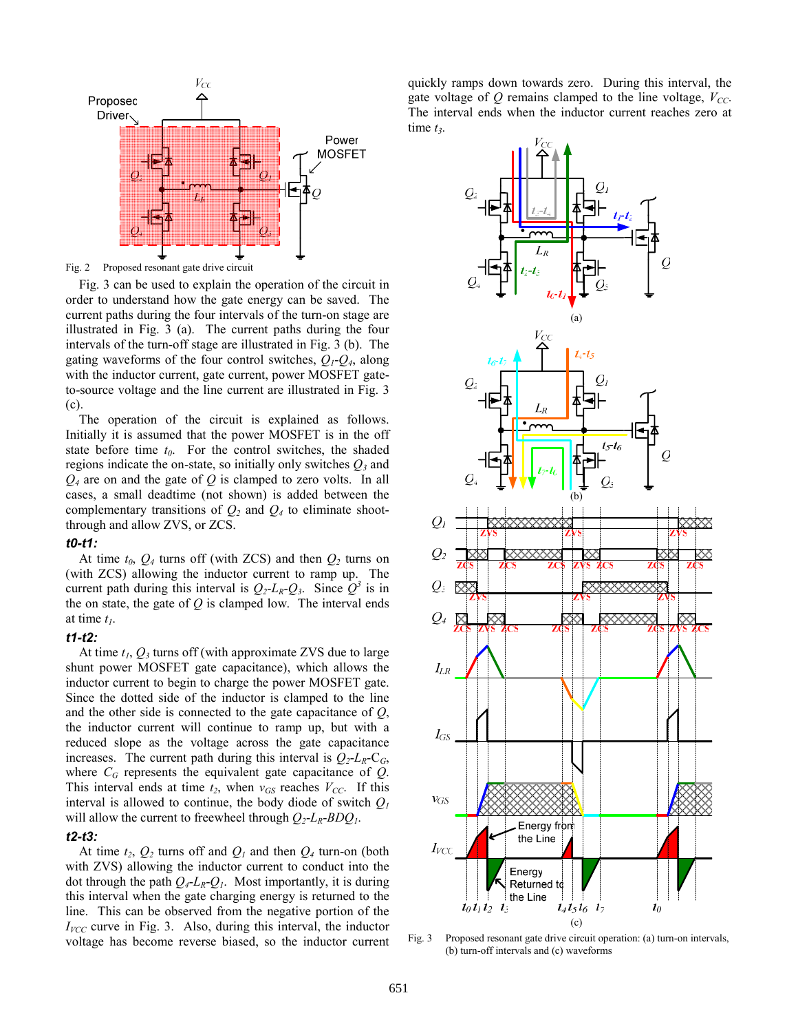Fig. 2 Proposed resonant gate drive circuit

Fig. 3 can be used to explain the operation of the circuit in order to understand how the gate energy can be saved. The current paths during the four intervals of the turn-on stage are illustrated in Fig. 3 (a). The current paths during the four intervals of the turn-off stage are illustrated in Fig. 3 (b). The gating waveforms of the four control switches, $Q_1$-$Q_4$, along with the inductor current, gate current, power MOSFET gate-to-source voltage and the line current are illustrated in Fig. 3 (c).

The operation of the circuit is explained as follows. Initially it is assumed that the power MOSFET is in the off state before time $t_0$. For the control switches, the shaded regions indicate the on-state, so initially only switches $Q_3$ and $Q_4$ are on and the gate of $Q$ is clamped to zero volts. In all cases, a small deadtime (not shown) is added between the complementary transitions of $Q_2$ and $Q_4$ to eliminate shoot-through and allow ZVS, or ZCS.

### t0-t1:

At time $t_0$, $Q_4$ turns off (with ZCS) and then $Q_2$ turns on (with ZCS) allowing the inductor current to ramp up. The current path during this interval is $Q_2$-$L_R$-$Q_3$. Since $Q^3$ is in the on state, the gate of $Q$ is clamped low. The interval ends at time $t_1$.

### t1-t2:

At time $t_1$, $Q_3$ turns off (with approximate ZVS due to large shunt power MOSFET gate capacitance), which allows the inductor current to begin to charge the power MOSFET gate. Since the dotted side of the inductor is clamped to the line and the other side is connected to the gate capacitance of $Q$, the inductor current will continue to ramp up, but with a reduced slope as the voltage across the gate capacitance increases. The current path during this interval is $Q_2$-$L_R$-$C_G$, where $C_G$ represents the equivalent gate capacitance of $Q$. This interval ends at time $t_2$, when $v_{GS}$ reaches $V_{CC}$. If this interval is allowed to continue, the body diode of switch $Q_1$ will allow the current to freewheel through $Q_2$-$L_R$-$BDQ_1$.

### t2-t3:

At time $t_2$, $Q_2$ turns off and $Q_1$ and then $Q_4$ turn-on (both with ZVS) allowing the inductor current to conduct into the dot through the path $Q_4$-$L_R$-$Q_1$. Most importantly, it is during this interval when the gate charging energy is returned to the line. This can be observed from the negative portion of the $I_{VCC}$ curve in Fig. 3. Also, during this interval, the inductor voltage has become reverse biased, so the inductor current quickly ramps down towards zero. During this interval, the gate voltage of $Q$ remains clamped to the line voltage, $V_{CC}$. The interval ends when the inductor current reaches zero at time $t_3$.

Fig. 3 Proposed resonant gate drive circuit operation: (a) turn-on intervals, (b) turn-off intervals and (c) waveforms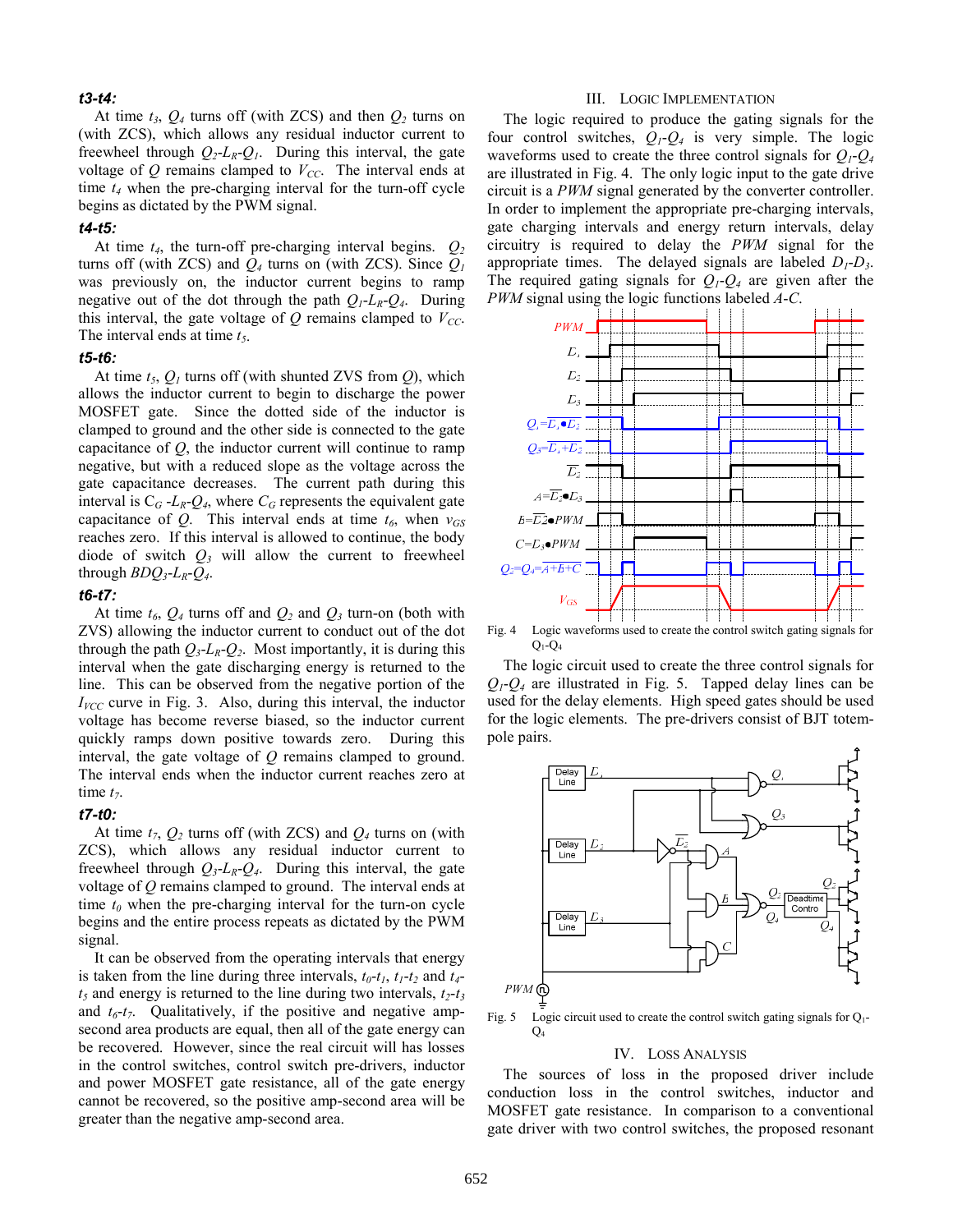#### t3-t4:

At time $t_3$, $Q_4$ turns off (with ZCS) and then $Q_2$ turns on (with ZCS), which allows any residual inductor current to freewheel through $Q_2$-$L_R$-$Q_1$. During this interval, the gate voltage of $Q$ remains clamped to $V_{CC}$. The interval ends at time $t_4$ when the pre-charging interval for the turn-off cycle begins as dictated by the PWM signal.

#### t4-t5:

At time $t_4$, the turn-off pre-charging interval begins. $Q_2$ turns off (with ZCS) and $Q_4$ turns on (with ZCS). Since $Q_1$ was previously on, the inductor current begins to ramp negative out of the dot through the path $Q_1$-$L_R$-$Q_4$. During this interval, the gate voltage of $Q$ remains clamped to $V_{CC}$. The interval ends at time $t_5$.

#### t5-t6:

At time $t_5$, $Q_1$ turns off (with shunted ZVS from $Q$), which allows the inductor current to begin to discharge the power MOSFET gate. Since the dotted side of the inductor is clamped to ground and the other side is connected to the gate capacitance of $Q$, the inductor current will continue to ramp negative, as previously, but with a reduced slope as the voltage across the gate capacitance decreases. The current path during this interval is $C_G$ -$L_R$-$Q_4$, where $C_G$ represents the equivalent gate capacitance of $Q$. This interval ends at time $t_6$, when $v_{GS}$ reaches zero. If this interval is allowed to continue, the body diode of switch $Q_3$ will allow the current to freewheel through $BDQ_3$-$L_R$-$Q_4$.

#### t6-t7:

At time $t_6$, $Q_4$ turns off and $Q_2$ and $Q_3$ turn-on (both with ZVS) allowing the inductor current to conduct out of the dot through the path $Q_3$-$L_R$-$Q_2$. Most importantly, it is during this interval when the gate discharging energy is returned to the line. This can be observed from the negative portion of the $I_{VCC}$ curve in Fig. 3. Also, during this interval, the inductor voltage has become reverse biased, so the inductor current quickly ramps down positive towards zero. During this interval, the gate voltage of $Q$ remains clamped to ground. The interval ends when the inductor current reaches zero at time $t_7$.

#### t7-t0:

At time $t_7$, $Q_2$ turns off (with ZCS) and $Q_4$ turns on (with ZCS), which allows any residual inductor current to freewheel through $Q_3$-$L_R$-$Q_4$. During this interval, the gate voltage of $Q$ remains clamped to ground. The interval ends at time $t_0$ when the pre-charging interval for the turn-on cycle begins and the entire process repeats as dictated by the PWM signal.

It can be observed from the operating intervals that energy is taken from the line during three intervals, $t_0$-$t_1$, $t_1$-$t_2$ and $t_4$-$t_5$ and energy is returned to the line during two intervals, $t_2$-$t_3$ and $t_6$-$t_7$. Qualitatively, if the positive and negative amp-second area products are equal, then all of the gate energy can be recovered. However, since the real circuit will has losses in the control switches, control switch pre-drivers, inductor and power MOSFET gate resistance, all of the gate energy cannot be recovered, so the positive amp-second area will be greater than the negative amp-second area.

## III. Logic Implementation

The logic required to produce the gating signals for the four control switches, $Q_1$-$Q_4$ is very simple. The logic waveforms used to create the three control signals for $Q_1$-$Q_4$ are illustrated in Fig. 4. The only logic input to the gate drive circuit is a *PWM* signal generated by the converter controller. In order to implement the appropriate pre-charging intervals, gate charging intervals and energy return intervals, delay circuitry is required to delay the *PWM* signal for the appropriate times. The delayed signals are labeled $D_1$-$D_3$. The required gating signals for $Q_1$-$Q_4$ are given after the *PWM* signal using the logic functions labeled *A*-*C*.

Fig. 4 Logic waveforms used to create the control switch gating signals for $Q_1$-$Q_4$

The logic circuit used to create the three control signals for $Q_1$-$Q_4$ are illustrated in Fig. 5. Tapped delay lines can be used for the delay elements. High speed gates should be used for the logic elements. The pre-drivers consist of BJT totem-pole pairs.

Fig. 5 Logic circuit used to create the control switch gating signals for $Q_1$-$Q_4$

## IV. Loss Analysis

The sources of loss in the proposed driver include conduction loss in the control switches, inductor and MOSFET gate resistance. In comparison to a conventional gate driver with two control switches, the proposed resonant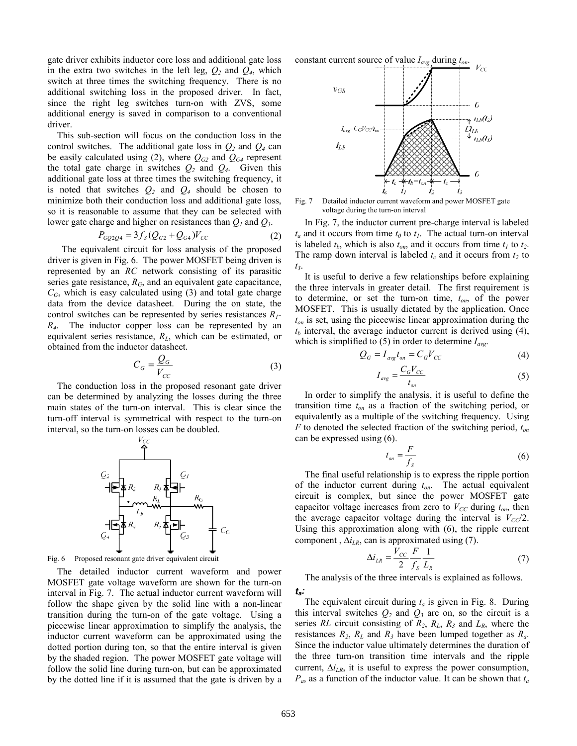gate driver exhibits inductor core loss and additional gate loss in the extra two switches in the left leg, $Q_2$ and $Q_4$, which switch at three times the switching frequency. There is no additional switching loss in the proposed driver. In fact, since the right leg switches turn-on with ZVS, some additional energy is saved in comparison to a conventional driver.

This sub-section will focus on the conduction loss in the control switches. The additional gate loss in $Q_2$ and $Q_4$ can be easily calculated using (2), where $Q_{G2}$ and $Q_{G4}$ represent the total gate charge in switches $Q_2$ and $Q_4$. Given this additional gate loss at three times the switching frequency, it is noted that switches $Q_2$ and $Q_4$ should be chosen to minimize both their conduction loss and additional gate loss, so it is reasonable to assume that they can be selected with lower gate charge and higher on resistances than $Q_1$ and $Q_3$.

$$P_{GQ2Q4} = 3 f_S (Q_{G2} + Q_{G4}) V_{CC} \quad (2)$$

The equivalent circuit for loss analysis of the proposed driver is given in Fig. 6. The power MOSFET being driven is represented by an *RC* network consisting of its parasitic series gate resistance, $R_G$, and an equivalent gate capacitance, $C_G$, which is easy calculated using (3) and total gate charge data from the device datasheet. During the on state, the control switches can be represented by series resistances $R_1$-$R_4$. The inductor copper loss can be represented by an equivalent series resistance, $R_L$, which can be estimated, or obtained from the inductor datasheet.

$$C_G = \frac{Q_G}{V_{CC}} \quad (3)$$

The conduction loss in the proposed resonant gate driver can be determined by analyzing the losses during the three main states of the turn-on interval. This is clear since the turn-off interval is symmetrical with respect to the turn-on interval, so the turn-on losses can be doubled.

Fig. 6 Proposed resonant gate driver equivalent circuit

The detailed inductor current waveform and power MOSFET gate voltage waveform are shown for the turn-on interval in Fig. 7. The actual inductor current waveform will follow the shape given by the solid line with a non-linear transition during the turn-on of the gate voltage. Using a piecewise linear approximation to simplify the analysis, the inductor current waveform can be approximated using the dotted portion during ton, so that the entire interval is given by the shaded region. The power MOSFET gate voltage will follow the solid line during turn-on, but can be approximated by the dotted line if it is assumed that the gate is driven by a constant current source of value $I_{avg}$ during $t_{on}$.

Fig. 7 Detailed inductor current waveform and power MOSFET gate voltage during the turn-on interval

In Fig. 7, the inductor current pre-charge interval is labeled $t_a$ and it occurs from time $t_0$ to $t_1$. The actual turn-on interval is labeled $t_b$, which is also $t_{on}$, and it occurs from time $t_1$ to $t_2$. The ramp down interval is labeled $t_c$ and it occurs from $t_2$ to $t_3$.

It is useful to derive a few relationships before explaining the three intervals in greater detail. The first requirement is to determine, or set the turn-on time, $t_{on}$, of the power MOSFET. This is usually dictated by the application. Once $t_{on}$ is set, using the piecewise linear approximation during the $t_b$ interval, the average inductor current is derived using (4), which is simplified to (5) in order to determine $I_{avg}$.

$$Q_G = I_{avg} t_{on} = C_G V_{CC} \quad (4)$$

$$I_{avg} = \frac{C_G V_{CC}}{t_{on}} \quad (5)$$

In order to simplify the analysis, it is useful to define the transition time $t_{on}$ as a fraction of the switching period, or equivalently as a multiple of the switching frequency. Using $F$ to denoted the selected fraction of the switching period, $t_{on}$ can be expressed using (6).

$$t_{on} = \frac{F}{f_S} \quad (6)$$

The final useful relationship is to express the ripple portion of the inductor current during $t_{on}$. The actual equivalent circuit is complex, but since the power MOSFET gate capacitor voltage increases from zero to $V_{CC}$ during $t_{on}$, then the average capacitor voltage during the interval is $V_{CC}/2$. Using this approximation along with (6), the ripple current component , $\Delta i_{LR}$, can is approximated using (7).

$$\Delta i_{LR} = \frac{V_{CC}}{2} \frac{F}{f_S} \frac{1}{L_R} \quad (7)$$

The analysis of the three intervals is explained as follows.

***$t_a$:***

The equivalent circuit during $t_a$ is given in Fig. 8. During this interval switches $Q_2$ and $Q_3$ are on, so the circuit is a series *RL* circuit consisting of $R_2$, $R_L$, $R_3$ and $L_R$, where the resistances $R_2$, $R_L$ and $R_3$ have been lumped together as $R_a$. Since the inductor value ultimately determines the duration of the three turn-on transition time intervals and the ripple current, $\Delta i_{LR}$, it is useful to express the power consumption, $P_a$, as a function of the inductor value. It can be shown that $t_a$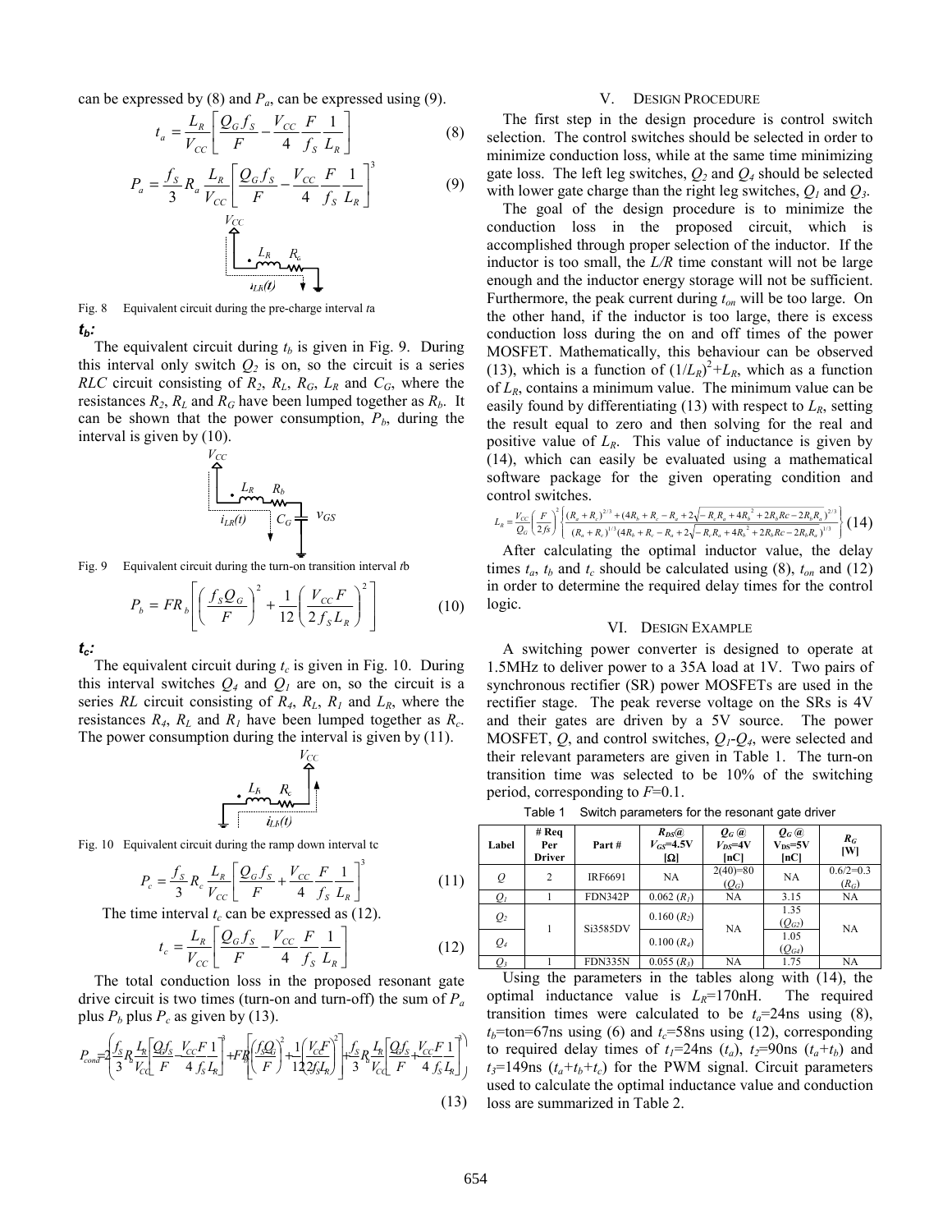can be expressed by (8) and $P_a$, can be expressed using (9).

$$t_a = \frac{L_R}{V_{CC}}\left[\frac{Q_G f_S}{F} - \frac{V_{CC}}{4}\frac{F}{f_S}\frac{1}{L_R}\right] \tag{8}$$

$$P_a = \frac{f_S}{3} R_a \frac{L_R}{V_{CC}}\left[\frac{Q_G f_S}{F} - \frac{V_{CC}}{4}\frac{F}{f_S}\frac{1}{L_R}\right]^3 \tag{9}$$

Fig. 8 Equivalent circuit during the pre-charge interval $t_a$

***$t_b$:***

The equivalent circuit during $t_b$ is given in Fig. 9. During this interval only switch $Q_2$ is on, so the circuit is a series *RLC* circuit consisting of $R_2$, $R_L$, $R_G$, $L_R$ and $C_G$, where the resistances $R_2$, $R_L$ and $R_G$ have been lumped together as $R_b$. It can be shown that the power consumption, $P_b$, during the interval is given by (10).

Fig. 9 Equivalent circuit during the turn-on transition interval $t_b$

$$P_b = FR_b\left[\left(\frac{f_S Q_G}{F}\right)^2 + \frac{1}{12}\left(\frac{V_{CC}F}{2 f_S L_R}\right)^2\right] \tag{10}$$

***$t_c$:***

The equivalent circuit during $t_c$ is given in Fig. 10. During this interval switches $Q_4$ and $Q_1$ are on, so the circuit is a series *RL* circuit consisting of $R_4$, $R_L$, $R_1$ and $L_R$, where the resistances $R_4$, $R_L$ and $R_1$ have been lumped together as $R_c$. The power consumption during the interval is given by (11).

Fig. 10 Equivalent circuit during the ramp down interval tc

$$P_c = \frac{f_S}{3} R_c \frac{L_R}{V_{CC}}\left[\frac{Q_G f_S}{F} + \frac{V_{CC}}{4}\frac{F}{f_S}\frac{1}{L_R}\right]^3 \tag{11}$$

The time interval $t_c$ can be expressed as (12).

$$t_c = \frac{L_R}{V_{CC}}\left[\frac{Q_G f_S}{F} - \frac{V_{CC}}{4}\frac{F}{f_S}\frac{1}{L_R}\right] \tag{12}$$

The total conduction loss in the proposed resonant gate drive circuit is two times (turn-on and turn-off) the sum of $P_a$ plus $P_b$ plus $P_c$ as given by (13).

$$P_{cond} = 2\left(\frac{f_S}{3}R_a\frac{L_R}{V_{CC}}\left[\frac{Q_G f_S}{F} - \frac{V_{CC}F}{4}\frac{1}{f_S L_R}\right]^3 + FR_b\left[\left(\frac{f_S Q_G}{F}\right)^2 + \frac{1}{12}\left(\frac{V_{CC}F}{2 f_S L_R}\right)^2\right] + \frac{f_S}{3}R_c\frac{L_R}{V_{CC}}\left[\frac{Q_G f_S}{F} + \frac{V_{CC}F}{4}\frac{1}{f_S L_R}\right]^3\right) \tag{13}$$

## V. Design Procedure

The first step in the design procedure is control switch selection. The control switches should be selected in order to minimize conduction loss, while at the same time minimizing gate loss. The left leg switches, $Q_2$ and $Q_4$ should be selected with lower gate charge than the right leg switches, $Q_1$ and $Q_3$.

The goal of the design procedure is to minimize the conduction loss in the proposed circuit, which is accomplished through proper selection of the inductor. If the inductor is too small, the *L/R* time constant will not be large enough and the inductor energy storage will not be sufficient. Furthermore, the peak current during $t_{on}$ will be too large. On the other hand, if the inductor is too large, there is excess conduction loss during the on and off times of the power MOSFET. Mathematically, this behaviour can be observed (13), which is a function of $(1/L_R)^2 + L_R$, which as a function of $L_R$, contains a minimum value. The minimum value can be easily found by differentiating (13) with respect to $L_R$, setting the result equal to zero and then solving for the real and positive value of $L_R$. This value of inductance is given by (14), which can easily be evaluated using a mathematical software package for the given operating condition and control switches.

$$L_R = \frac{V_{CC}}{Q_G}\left(\frac{F}{2fs}\right)^2\left\{\frac{(R_a+R_c)^{2/3} + (4R_b + R_c - R_a + 2\sqrt{-R_cR_a + 4R_b^2 + 2R_bRc - 2R_bR_a})^{2/3}}{(R_a+R_c)^{1/3}(4R_b + R_c - R_a + 2\sqrt{-R_cR_a + 4R_b^2 + 2R_bRc - 2R_bR_a})^{1/3}}\right\} \tag{14}$$

After calculating the optimal inductor value, the delay times $t_a$, $t_b$ and $t_c$ should be calculated using (8), $t_{on}$ and (12) in order to determine the required delay times for the control logic.

## VI. Design Example

A switching power converter is designed to operate at 1.5MHz to deliver power to a 35A load at 1V. Two pairs of synchronous rectifier (SR) power MOSFETs are used in the rectifier stage. The peak reverse voltage on the SRs is 4V and their gates are driven by a 5V source. The power MOSFET, *Q*, and control switches, $Q_1$-$Q_4$, were selected and their relevant parameters are given in Table 1. The turn-on transition time was selected to be 10% of the switching period, corresponding to *F*=0.1.

Table 1 Switch parameters for the resonant gate driver

| Label | # Req Per Driver | Part # | $R_{DS}$@ $V_{GS}$=4.5V [Ω] | $Q_G$ @ $V_{DS}$=4V [nC] | $Q_G$ @ $V_{DS}$=5V [nC] | $R_G$ [W] |
|---|---|---|---|---|---|---|
| $Q$ | 2 | IRF6691 | NA | 2(40)=80 ($Q_G$) | NA | 0.6/2=0.3 ($R_G$) |
| $Q_1$ | 1 | FDN342P | 0.062 ($R_1$) | NA | 3.15 | NA |
| $Q_2$ | 1 | Si3585DV | 0.160 ($R_2$) | NA | 1.35 ($Q_{G2}$) | NA |
| $Q_4$ | | | 0.100 ($R_4$) | | 1.05 ($Q_{G4}$) | |
| $Q_3$ | 1 | FDN335N | 0.055 ($R_3$) | NA | 1.75 | NA |

Using the parameters in the tables along with (14), the optimal inductance value is $L_R$=170nH. The required transition times were calculated to be $t_a$=24ns using (8), $t_b$=ton=67ns using (6) and $t_c$=58ns using (12), corresponding to required delay times of $t_1$=24ns ($t_a$), $t_2$=90ns ($t_a$+$t_b$) and $t_3$=149ns ($t_a$+$t_b$+$t_c$) for the PWM signal. Circuit parameters used to calculate the optimal inductance value and conduction loss are summarized in Table 2.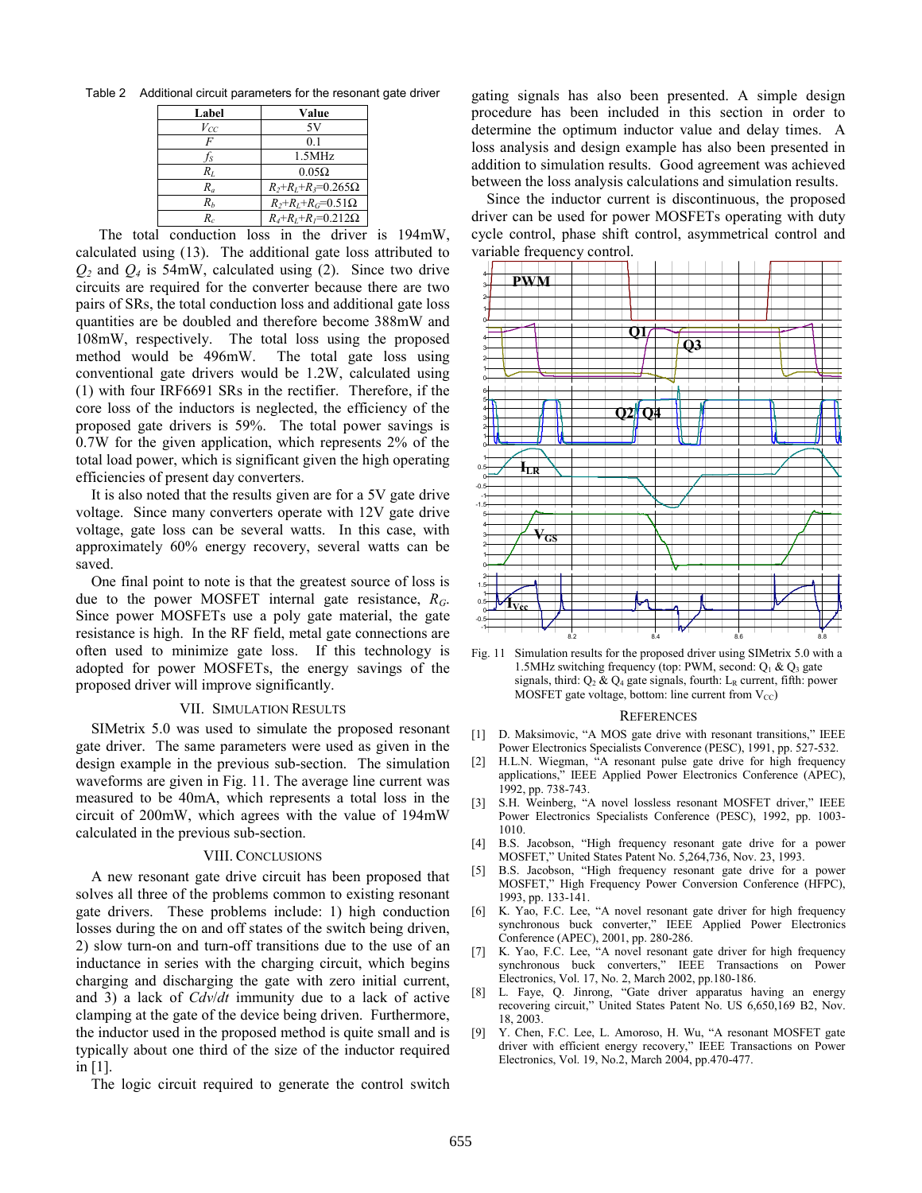Table 2 Additional circuit parameters for the resonant gate driver

| Label | Value |
|---|---|
| $V_{CC}$ | 5V |
| $F$ | 0.1 |
| $f_S$ | 1.5MHz |
| $R_L$ | 0.05Ω |
| $R_a$ | $R_2+R_L+R_3$=0.265Ω |
| $R_b$ | $R_2+R_L+R_G$=0.51Ω |
| $R_c$ | $R_4+R_L+R_1$=0.212Ω |

The total conduction loss in the driver is 194mW, calculated using (13). The additional gate loss attributed to $Q_2$ and $Q_4$ is 54mW, calculated using (2). Since two drive circuits are required for the converter because there are two pairs of SRs, the total conduction loss and additional gate loss quantities are be doubled and therefore become 388mW and 108mW, respectively. The total loss using the proposed method would be 496mW. The total gate loss using conventional gate drivers would be 1.2W, calculated using (1) with four IRF6691 SRs in the rectifier. Therefore, if the core loss of the inductors is neglected, the efficiency of the proposed gate drivers is 59%. The total power savings is 0.7W for the given application, which represents 2% of the total load power, which is significant given the high operating efficiencies of present day converters.

It is also noted that the results given are for a 5V gate drive voltage. Since many converters operate with 12V gate drive voltage, gate loss can be several watts. In this case, with approximately 60% energy recovery, several watts can be saved.

One final point to note is that the greatest source of loss is due to the power MOSFET internal gate resistance, $R_G$. Since power MOSFETs use a poly gate material, the gate resistance is high. In the RF field, metal gate connections are often used to minimize gate loss. If this technology is adopted for power MOSFETs, the energy savings of the proposed driver will improve significantly.

## VII. Simulation Results

SIMetrix 5.0 was used to simulate the proposed resonant gate driver. The same parameters were used as given in the design example in the previous sub-section. The simulation waveforms are given in Fig. 11. The average line current was measured to be 40mA, which represents a total loss in the circuit of 200mW, which agrees with the value of 194mW calculated in the previous sub-section.

## VIII. Conclusions

A new resonant gate drive circuit has been proposed that solves all three of the problems common to existing resonant gate drivers. These problems include: 1) high conduction losses during the on and off states of the switch being driven, 2) slow turn-on and turn-off transitions due to the use of an inductance in series with the charging circuit, which begins charging and discharging the gate with zero initial current, and 3) a lack of $Cdv/dt$ immunity due to a lack of active clamping at the gate of the device being driven. Furthermore, the inductor used in the proposed method is quite small and is typically about one third of the size of the inductor required in [1].

The logic circuit required to generate the control switch gating signals has also been presented. A simple design procedure has been included in this section in order to determine the optimum inductor value and delay times. A loss analysis and design example has also been presented in addition to simulation results. Good agreement was achieved between the loss analysis calculations and simulation results.

Since the inductor current is discontinuous, the proposed driver can be used for power MOSFETs operating with duty cycle control, phase shift control, asymmetrical control and variable frequency control.

PWM
Q1
Q3
Q2 Q4
$I_{LR}$
$V_{GS}$
$I_{Vcc}$
8.2
8.4
8.6
8.8

Fig. 11 Simulation results for the proposed driver using SIMetrix 5.0 with a 1.5MHz switching frequency (top: PWM, second: $Q_1$ & $Q_3$ gate signals, third: $Q_2$ & $Q_4$ gate signals, fourth: $L_R$ current, fifth: power MOSFET gate voltage, bottom: line current from $V_{CC}$)

## References

[1] D. Maksimovic, "A MOS gate drive with resonant transitions," IEEE Power Electronics Specialists Converence (PESC), 1991, pp. 527-532.

[2] H.L.N. Wiegman, "A resonant pulse gate drive for high frequency applications," IEEE Applied Power Electronics Conference (APEC), 1992, pp. 738-743.

[3] S.H. Weinberg, "A novel lossless resonant MOSFET driver," IEEE Power Electronics Specialists Conference (PESC), 1992, pp. 1003-1010.

[4] B.S. Jacobson, "High frequency resonant gate drive for a power MOSFET," United States Patent No. 5,264,736, Nov. 23, 1993.

[5] B.S. Jacobson, "High frequency resonant gate drive for a power MOSFET," High Frequency Power Conversion Conference (HFPC), 1993, pp. 133-141.

[6] K. Yao, F.C. Lee, "A novel resonant gate driver for high frequency synchronous buck converter," IEEE Applied Power Electronics Conference (APEC), 2001, pp. 280-286.

[7] K. Yao, F.C. Lee, "A novel resonant gate driver for high frequency synchronous buck converters," IEEE Transactions on Power Electronics, Vol. 17, No. 2, March 2002, pp.180-186.

[8] L. Faye, Q. Jinrong, "Gate driver apparatus having an energy recovering circuit," United States Patent No. US 6,650,169 B2, Nov. 18, 2003.

[9] Y. Chen, F.C. Lee, L. Amoroso, H. Wu, "A resonant MOSFET gate driver with efficient energy recovery," IEEE Transactions on Power Electronics, Vol. 19, No.2, March 2004, pp.470-477.